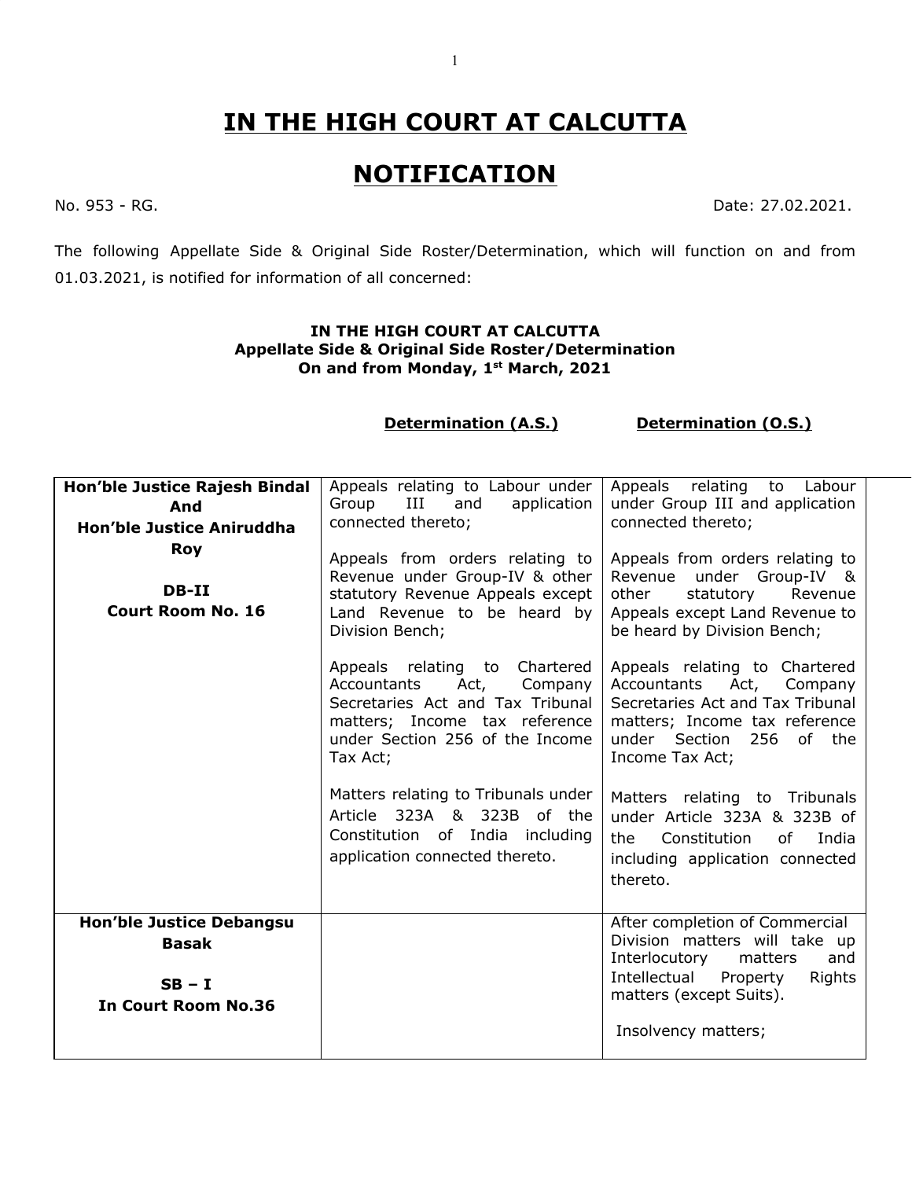# IN THE HIGH COURT AT CALCUTTA

# NOTIFICATION

No. 953 - RG. Date: 27.02.2021.

The following Appellate Side & Original Side Roster/Determination, which will function on and from 01.03.2021, is notified for information of all concerned:

**IN THE HIGH COURT AT CALCUTTA**
**Appellate Side & Original Side Roster/Determination**
**On and from Monday, 1st March, 2021**

| | Determination (A.S.) | Determination (O.S.) |
|---|---|---|
| **Hon'ble Justice Rajesh Bindal And Hon'ble Justice Aniruddha Roy**<br><br>**DB-II**<br>**Court Room No. 16** | Appeals relating to Labour under Group III and application connected thereto;<br><br>Appeals from orders relating to Revenue under Group-IV & other statutory Revenue Appeals except Land Revenue to be heard by Division Bench;<br><br>Appeals relating to Chartered Accountants Act, Company Secretaries Act and Tax Tribunal matters; Income tax reference under Section 256 of the Income Tax Act;<br><br>Matters relating to Tribunals under Article 323A & 323B of the Constitution of India including application connected thereto. | Appeals relating to Labour under Group III and application connected thereto;<br><br>Appeals from orders relating to Revenue under Group-IV & other statutory Revenue Appeals except Land Revenue to be heard by Division Bench;<br><br>Appeals relating to Chartered Accountants Act, Company Secretaries Act and Tax Tribunal matters; Income tax reference under Section 256 of the Income Tax Act;<br><br>Matters relating to Tribunals under Article 323A & 323B of the Constitution of India including application connected thereto. |
| **Hon'ble Justice Debangsu Basak**<br><br>**SB – I**<br>**In Court Room No.36** | | After completion of Commercial Division matters will take up Interlocutory matters and Intellectual Property Rights matters (except Suits).<br><br>Insolvency matters; |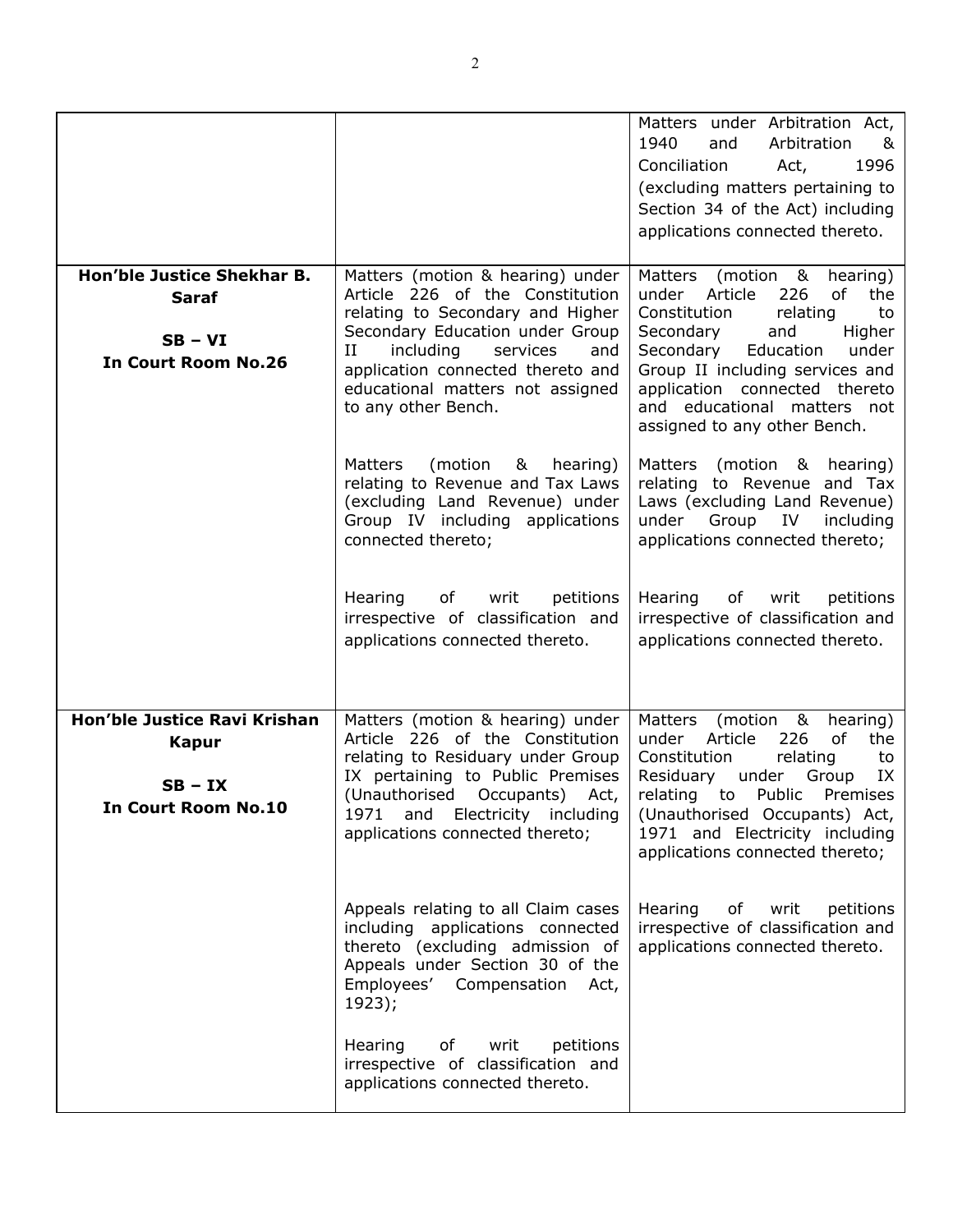| | | |
|---|---|---|
| | | Matters under Arbitration Act, 1940 and Arbitration & Conciliation Act, 1996 (excluding matters pertaining to Section 34 of the Act) including applications connected thereto. |
| **Hon'ble Justice Shekhar B. Saraf**<br><br>**SB – VI**<br>**In Court Room No.26** | Matters (motion & hearing) under Article 226 of the Constitution relating to Secondary and Higher Secondary Education under Group II including services and application connected thereto and educational matters not assigned to any other Bench.<br><br>Matters (motion & hearing) relating to Revenue and Tax Laws (excluding Land Revenue) under Group IV including applications connected thereto;<br><br>Hearing of writ petitions irrespective of classification and applications connected thereto. | Matters (motion & hearing) under Article 226 of the Constitution relating to Secondary and Higher Secondary Education under Group II including services and application connected thereto and educational matters not assigned to any other Bench.<br><br>Matters (motion & hearing) relating to Revenue and Tax Laws (excluding Land Revenue) under Group IV including applications connected thereto;<br><br>Hearing of writ petitions irrespective of classification and applications connected thereto. |
| **Hon'ble Justice Ravi Krishan Kapur**<br><br>**SB – IX**<br>**In Court Room No.10** | Matters (motion & hearing) under Article 226 of the Constitution relating to Residuary under Group IX pertaining to Public Premises (Unauthorised Occupants) Act, 1971 and Electricity including applications connected thereto;<br><br>Appeals relating to all Claim cases including applications connected thereto (excluding admission of Appeals under Section 30 of the Employees' Compensation Act, 1923);<br><br>Hearing of writ petitions irrespective of classification and applications connected thereto. | Matters (motion & hearing) under Article 226 of the Constitution relating to Residuary under Group IX relating to Public Premises (Unauthorised Occupants) Act, 1971 and Electricity including applications connected thereto;<br><br>Hearing of writ petitions irrespective of classification and applications connected thereto. |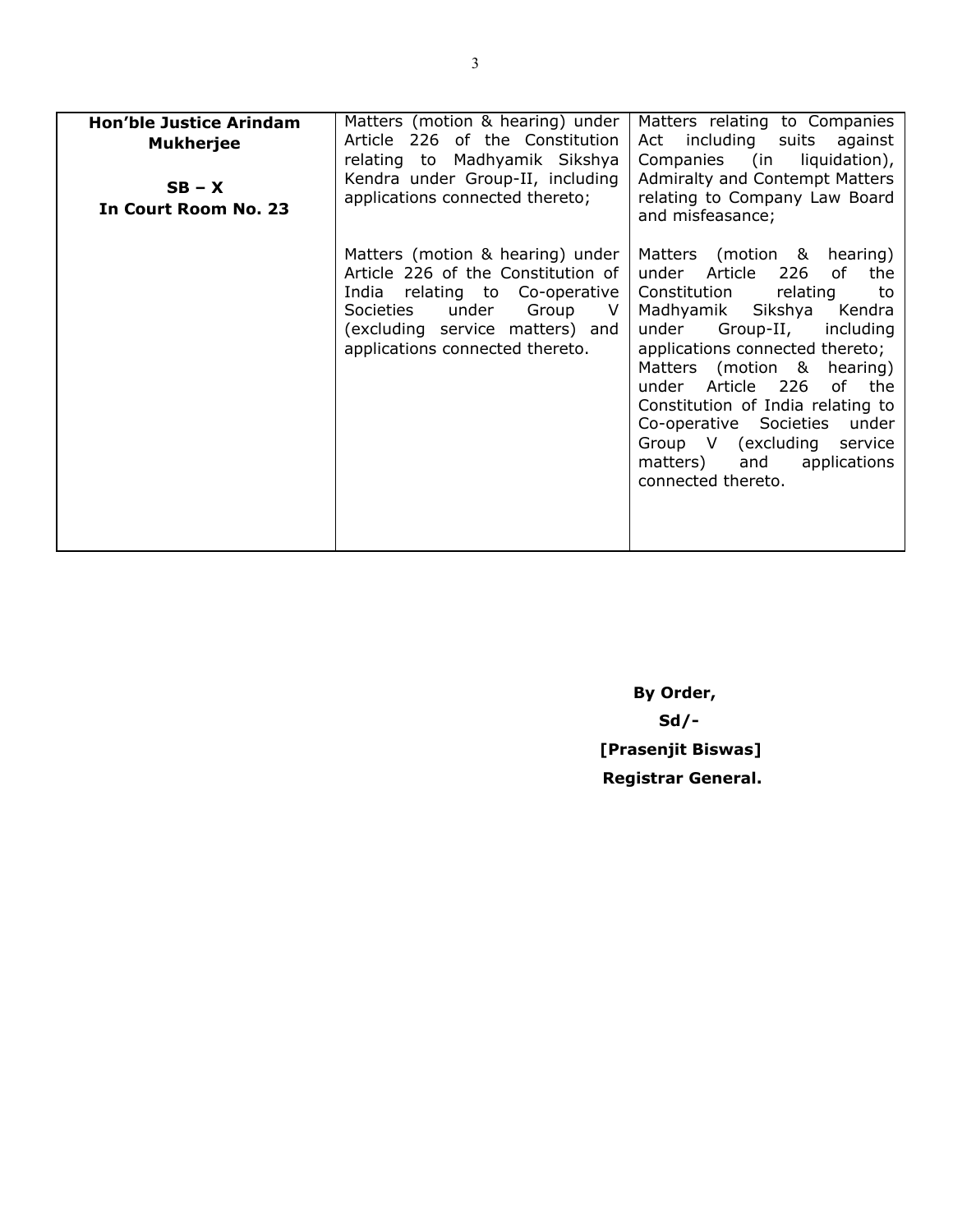| | | |
|---|---|---|
| **Hon'ble Justice Arindam Mukherjee**<br><br>**SB – X**<br>**In Court Room No. 23** | Matters (motion & hearing) under Article 226 of the Constitution relating to Madhyamik Sikshya Kendra under Group-II, including applications connected thereto;<br><br>Matters (motion & hearing) under Article 226 of the Constitution of India relating to Co-operative Societies under Group V (excluding service matters) and applications connected thereto. | Matters relating to Companies Act including suits against Companies (in liquidation), Admiralty and Contempt Matters relating to Company Law Board and misfeasance;<br><br>Matters (motion & hearing) under Article 226 of the Constitution relating to Madhyamik Sikshya Kendra under Group-II, including applications connected thereto;<br>Matters (motion & hearing) under Article 226 of the Constitution of India relating to Co-operative Societies under Group V (excluding service matters) and applications connected thereto. |

**By Order,**

**Sd/-**

**[Prasenjit Biswas]**

**Registrar General.**